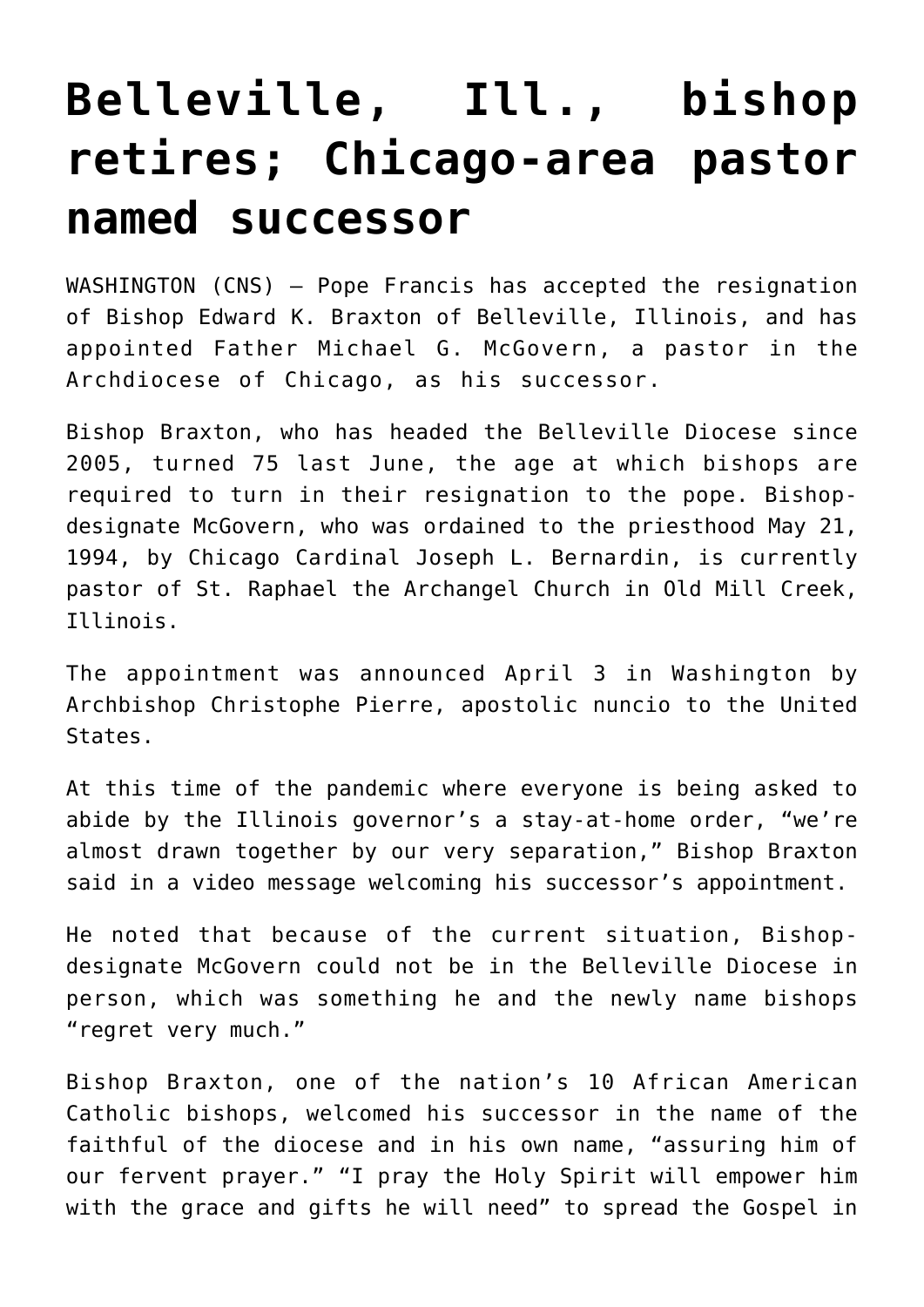# Belleville, Ill., bishop retires; Chicago-area pastor named successor

WASHINGTON (CNS) — Pope Francis has accepted the resignation of Bishop Edward K. Braxton of Belleville, Illinois, and has appointed Father Michael G. McGovern, a pastor in the Archdiocese of Chicago, as his successor.

Bishop Braxton, who has headed the Belleville Diocese since 2005, turned 75 last June, the age at which bishops are required to turn in their resignation to the pope. Bishop-designate McGovern, who was ordained to the priesthood May 21, 1994, by Chicago Cardinal Joseph L. Bernardin, is currently pastor of St. Raphael the Archangel Church in Old Mill Creek, Illinois.

The appointment was announced April 3 in Washington by Archbishop Christophe Pierre, apostolic nuncio to the United States.

At this time of the pandemic where everyone is being asked to abide by the Illinois governor's a stay-at-home order, "we're almost drawn together by our very separation," Bishop Braxton said in a video message welcoming his successor's appointment.

He noted that because of the current situation, Bishop-designate McGovern could not be in the Belleville Diocese in person, which was something he and the newly name bishops "regret very much."

Bishop Braxton, one of the nation's 10 African American Catholic bishops, welcomed his successor in the name of the faithful of the diocese and in his own name, "assuring him of our fervent prayer." "I pray the Holy Spirit will empower him with the grace and gifts he will need" to spread the Gospel in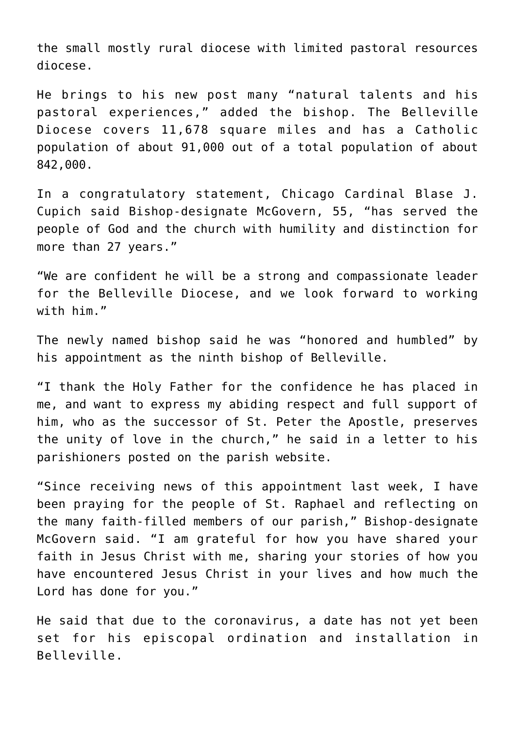the small mostly rural diocese with limited pastoral resources diocese.

He brings to his new post many "natural talents and his pastoral experiences," added the bishop. The Belleville Diocese covers 11,678 square miles and has a Catholic population of about 91,000 out of a total population of about 842,000.

In a congratulatory statement, Chicago Cardinal Blase J. Cupich said Bishop-designate McGovern, 55, "has served the people of God and the church with humility and distinction for more than 27 years."

"We are confident he will be a strong and compassionate leader for the Belleville Diocese, and we look forward to working with him."

The newly named bishop said he was "honored and humbled" by his appointment as the ninth bishop of Belleville.

"I thank the Holy Father for the confidence he has placed in me, and want to express my abiding respect and full support of him, who as the successor of St. Peter the Apostle, preserves the unity of love in the church," he said in a letter to his parishioners posted on the parish website.

"Since receiving news of this appointment last week, I have been praying for the people of St. Raphael and reflecting on the many faith-filled members of our parish," Bishop-designate McGovern said. "I am grateful for how you have shared your faith in Jesus Christ with me, sharing your stories of how you have encountered Jesus Christ in your lives and how much the Lord has done for you."

He said that due to the coronavirus, a date has not yet been set for his episcopal ordination and installation in Belleville.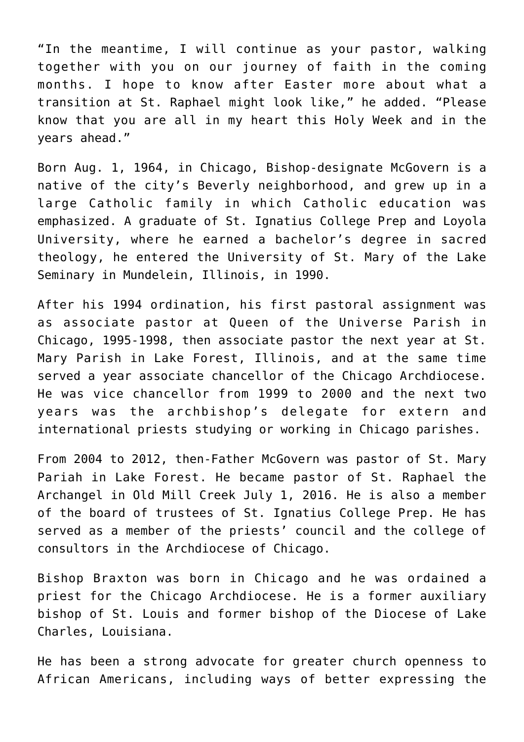"In the meantime, I will continue as your pastor, walking together with you on our journey of faith in the coming months. I hope to know after Easter more about what a transition at St. Raphael might look like," he added. "Please know that you are all in my heart this Holy Week and in the years ahead."

Born Aug. 1, 1964, in Chicago, Bishop-designate McGovern is a native of the city's Beverly neighborhood, and grew up in a large Catholic family in which Catholic education was emphasized. A graduate of St. Ignatius College Prep and Loyola University, where he earned a bachelor's degree in sacred theology, he entered the University of St. Mary of the Lake Seminary in Mundelein, Illinois, in 1990.

After his 1994 ordination, his first pastoral assignment was as associate pastor at Queen of the Universe Parish in Chicago, 1995-1998, then associate pastor the next year at St. Mary Parish in Lake Forest, Illinois, and at the same time served a year associate chancellor of the Chicago Archdiocese. He was vice chancellor from 1999 to 2000 and the next two years was the archbishop's delegate for extern and international priests studying or working in Chicago parishes.

From 2004 to 2012, then-Father McGovern was pastor of St. Mary Pariah in Lake Forest. He became pastor of St. Raphael the Archangel in Old Mill Creek July 1, 2016. He is also a member of the board of trustees of St. Ignatius College Prep. He has served as a member of the priests' council and the college of consultors in the Archdiocese of Chicago.

Bishop Braxton was born in Chicago and he was ordained a priest for the Chicago Archdiocese. He is a former auxiliary bishop of St. Louis and former bishop of the Diocese of Lake Charles, Louisiana.

He has been a strong advocate for greater church openness to African Americans, including ways of better expressing the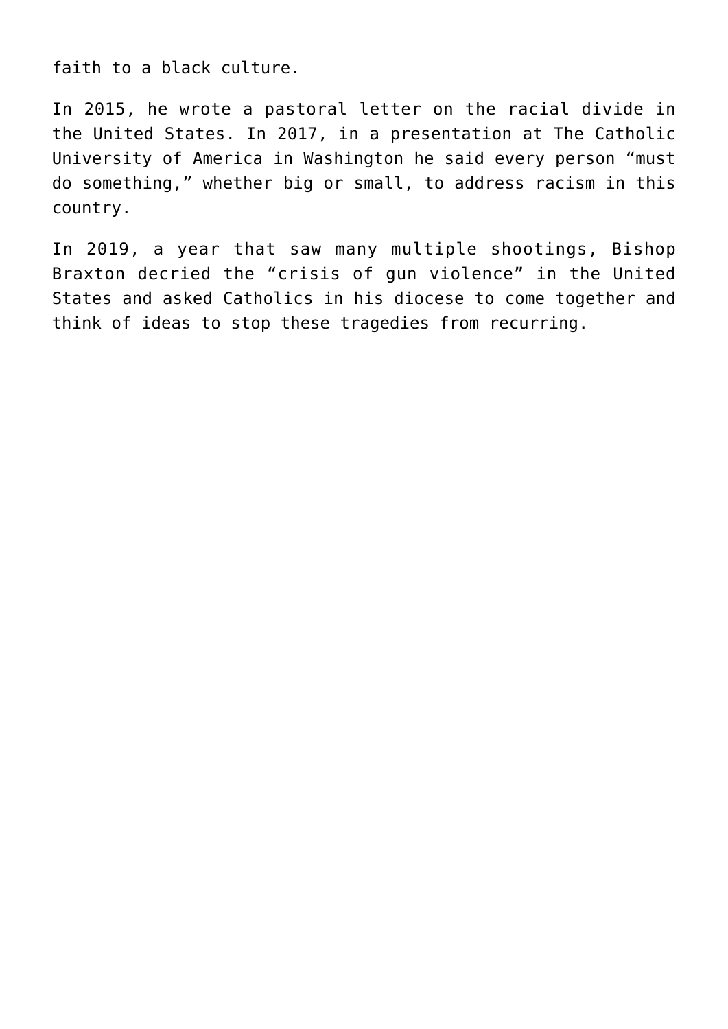faith to a black culture.

In 2015, he wrote a pastoral letter on the racial divide in the United States. In 2017, in a presentation at The Catholic University of America in Washington he said every person “must do something,” whether big or small, to address racism in this country.

In 2019, a year that saw many multiple shootings, Bishop Braxton decried the “crisis of gun violence” in the United States and asked Catholics in his diocese to come together and think of ideas to stop these tragedies from recurring.